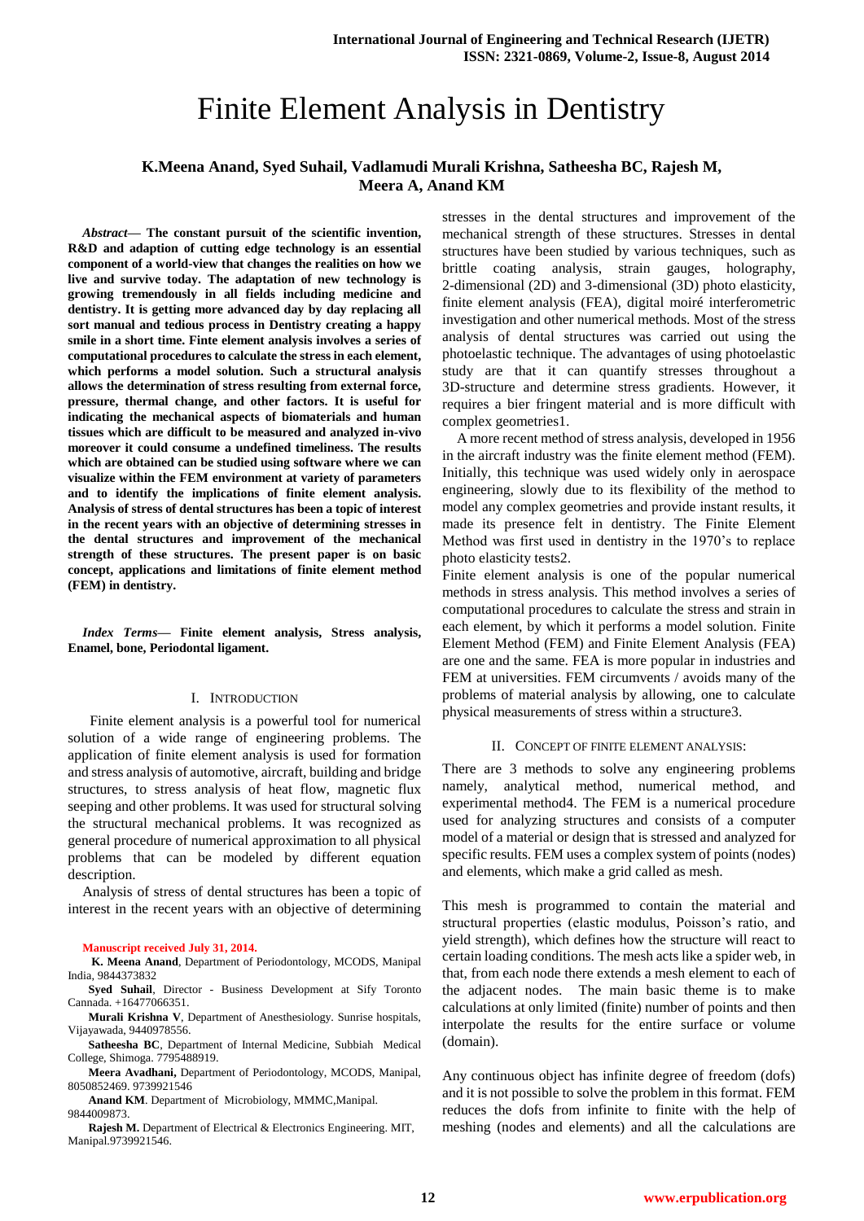# Finite Element Analysis in Dentistry

**K.Meena Anand, Syed Suhail, Vadlamudi Murali Krishna, Satheesha BC, Rajesh M, Meera A, Anand KM**

***Abstract*— The constant pursuit of the scientific invention, R&D and adaption of cutting edge technology is an essential component of a world-view that changes the realities on how we live and survive today. The adaptation of new technology is growing tremendously in all fields including medicine and dentistry. It is getting more advanced day by day replacing all sort manual and tedious process in Dentistry creating a happy smile in a short time. Finte element analysis involves a series of computational procedures to calculate the stress in each element, which performs a model solution. Such a structural analysis allows the determination of stress resulting from external force, pressure, thermal change, and other factors. It is useful for indicating the mechanical aspects of biomaterials and human tissues which are difficult to be measured and analyzed in-vivo moreover it could consume a undefined timeliness. The results which are obtained can be studied using software where we can visualize within the FEM environment at variety of parameters and to identify the implications of finite element analysis. Analysis of stress of dental structures has been a topic of interest in the recent years with an objective of determining stresses in the dental structures and improvement of the mechanical strength of these structures. The present paper is on basic concept, applications and limitations of finite element method (FEM) in dentistry.**

***Index Terms*— Finite element analysis, Stress analysis, Enamel, bone, Periodontal ligament.**

## I. Introduction

Finite element analysis is a powerful tool for numerical solution of a wide range of engineering problems. The application of finite element analysis is used for formation and stress analysis of automotive, aircraft, building and bridge structures, to stress analysis of heat flow, magnetic flux seeping and other problems. It was used for structural solving the structural mechanical problems. It was recognized as general procedure of numerical approximation to all physical problems that can be modeled by different equation description.

Analysis of stress of dental structures has been a topic of interest in the recent years with an objective of determining stresses in the dental structures and improvement of the mechanical strength of these structures. Stresses in dental structures have been studied by various techniques, such as brittle coating analysis, strain gauges, holography, 2-dimensional (2D) and 3-dimensional (3D) photo elasticity, finite element analysis (FEA), digital moiré interferometric investigation and other numerical methods. Most of the stress analysis of dental structures was carried out using the photoelastic technique. The advantages of using photoelastic study are that it can quantify stresses throughout a 3D-structure and determine stress gradients. However, it requires a bier fringent material and is more difficult with complex geometries1.

A more recent method of stress analysis, developed in 1956 in the aircraft industry was the finite element method (FEM). Initially, this technique was used widely only in aerospace engineering, slowly due to its flexibility of the method to model any complex geometries and provide instant results, it made its presence felt in dentistry. The Finite Element Method was first used in dentistry in the 1970's to replace photo elasticity tests2.

Finite element analysis is one of the popular numerical methods in stress analysis. This method involves a series of computational procedures to calculate the stress and strain in each element, by which it performs a model solution. Finite Element Method (FEM) and Finite Element Analysis (FEA) are one and the same. FEA is more popular in industries and FEM at universities. FEM circumvents / avoids many of the problems of material analysis by allowing, one to calculate physical measurements of stress within a structure3.

## II. Concept of Finite Element Analysis:

There are 3 methods to solve any engineering problems namely, analytical method, numerical method, and experimental method4. The FEM is a numerical procedure used for analyzing structures and consists of a computer model of a material or design that is stressed and analyzed for specific results. FEM uses a complex system of points (nodes) and elements, which make a grid called as mesh.

This mesh is programmed to contain the material and structural properties (elastic modulus, Poisson's ratio, and yield strength), which defines how the structure will react to certain loading conditions. The mesh acts like a spider web, in that, from each node there extends a mesh element to each of the adjacent nodes. The main basic theme is to make calculations at only limited (finite) number of points and then interpolate the results for the entire surface or volume (domain).

Any continuous object has infinite degree of freedom (dofs) and it is not possible to solve the problem in this format. FEM reduces the dofs from infinite to finite with the help of meshing (nodes and elements) and all the calculations are

**Manuscript received July 31, 2014.**

**K. Meena Anand**, Department of Periodontology, MCODS, Manipal India, 9844373832

**Syed Suhail**, Director - Business Development at Sify Toronto Cannada. +16477066351.

**Murali Krishna V**, Department of Anesthesiology. Sunrise hospitals, Vijayawada, 9440978556.

**Satheesha BC**, Department of Internal Medicine, Subbiah Medical College, Shimoga. 7795488919.

**Meera Avadhani,** Department of Periodontology, MCODS, Manipal, 8050852469. 9739921546

**Anand KM**. Department of Microbiology, MMMC,Manipal. 9844009873.

**Rajesh M.** Department of Electrical & Electronics Engineering. MIT, Manipal.9739921546.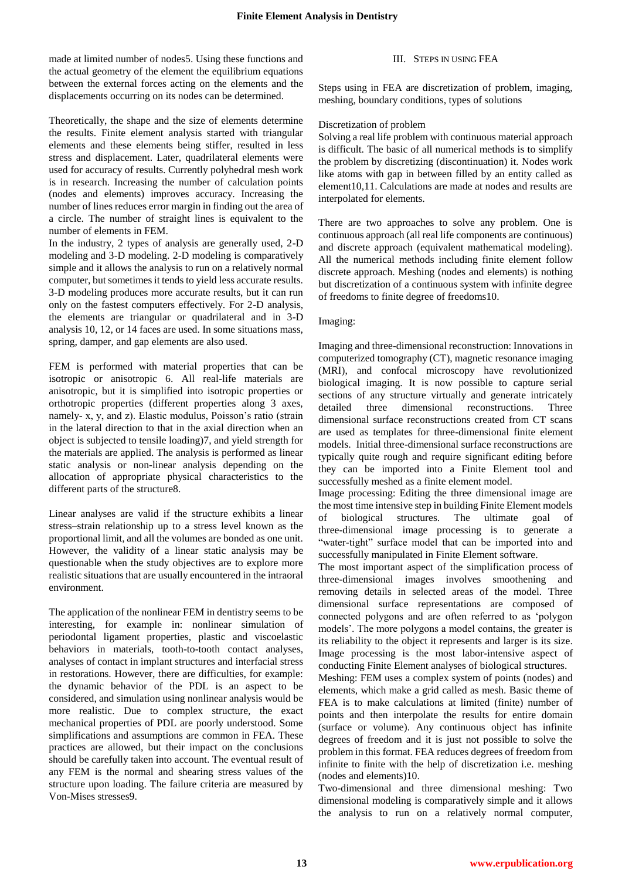made at limited number of nodes[5]. Using these functions and the actual geometry of the element the equilibrium equations between the external forces acting on the elements and the displacements occurring on its nodes can be determined.

Theoretically, the shape and the size of elements determine the results. Finite element analysis started with triangular elements and these elements being stiffer, resulted in less stress and displacement. Later, quadrilateral elements were used for accuracy of results. Currently polyhedral mesh work is in research. Increasing the number of calculation points (nodes and elements) improves accuracy. Increasing the number of lines reduces error margin in finding out the area of a circle. The number of straight lines is equivalent to the number of elements in FEM.

In the industry, 2 types of analysis are generally used, 2-D modeling and 3-D modeling. 2-D modeling is comparatively simple and it allows the analysis to run on a relatively normal computer, but sometimes it tends to yield less accurate results. 3-D modeling produces more accurate results, but it can run only on the fastest computers effectively. For 2-D analysis, the elements are triangular or quadrilateral and in 3-D analysis 10, 12, or 14 faces are used. In some situations mass, spring, damper, and gap elements are also used.

FEM is performed with material properties that can be isotropic or anisotropic [6]. All real-life materials are anisotropic, but it is simplified into isotropic properties or orthotropic properties (different properties along 3 axes, namely- x, y, and z). Elastic modulus, Poisson's ratio (strain in the lateral direction to that in the axial direction when an object is subjected to tensile loading)[7], and yield strength for the materials are applied. The analysis is performed as linear static analysis or non-linear analysis depending on the allocation of appropriate physical characteristics to the different parts of the structure[8].

Linear analyses are valid if the structure exhibits a linear stress–strain relationship up to a stress level known as the proportional limit, and all the volumes are bonded as one unit. However, the validity of a linear static analysis may be questionable when the study objectives are to explore more realistic situations that are usually encountered in the intraoral environment.

The application of the nonlinear FEM in dentistry seems to be interesting, for example in: nonlinear simulation of periodontal ligament properties, plastic and viscoelastic behaviors in materials, tooth-to-tooth contact analyses, analyses of contact in implant structures and interfacial stress in restorations. However, there are difficulties, for example: the dynamic behavior of the PDL is an aspect to be considered, and simulation using nonlinear analysis would be more realistic. Due to complex structure, the exact mechanical properties of PDL are poorly understood. Some simplifications and assumptions are common in FEA. These practices are allowed, but their impact on the conclusions should be carefully taken into account. The eventual result of any FEM is the normal and shearing stress values of the structure upon loading. The failure criteria are measured by Von-Mises stresses[9].

## III. Steps in Using FEA

Steps using in FEA are discretization of problem, imaging, meshing, boundary conditions, types of solutions

Discretization of problem

Solving a real life problem with continuous material approach is difficult. The basic of all numerical methods is to simplify the problem by discretizing (discontinuation) it. Nodes work like atoms with gap in between filled by an entity called as element[10,11]. Calculations are made at nodes and results are interpolated for elements.

There are two approaches to solve any problem. One is continuous approach (all real life components are continuous) and discrete approach (equivalent mathematical modeling). All the numerical methods including finite element follow discrete approach. Meshing (nodes and elements) is nothing but discretization of a continuous system with infinite degree of freedoms to finite degree of freedoms[10].

Imaging:

Imaging and three-dimensional reconstruction: Innovations in computerized tomography (CT), magnetic resonance imaging (MRI), and confocal microscopy have revolutionized biological imaging. It is now possible to capture serial sections of any structure virtually and generate intricately detailed three dimensional reconstructions. Three dimensional surface reconstructions created from CT scans are used as templates for three-dimensional finite element models. Initial three-dimensional surface reconstructions are typically quite rough and require significant editing before they can be imported into a Finite Element tool and successfully meshed as a finite element model.

Image processing: Editing the three dimensional image are the most time intensive step in building Finite Element models of biological structures. The ultimate goal of three-dimensional image processing is to generate a "water-tight" surface model that can be imported into and successfully manipulated in Finite Element software.

The most important aspect of the simplification process of three-dimensional images involves smoothening and removing details in selected areas of the model. Three dimensional surface representations are composed of connected polygons and are often referred to as 'polygon models'. The more polygons a model contains, the greater is its reliability to the object it represents and larger is its size. Image processing is the most labor-intensive aspect of conducting Finite Element analyses of biological structures.

Meshing: FEM uses a complex system of points (nodes) and elements, which make a grid called as mesh. Basic theme of FEA is to make calculations at limited (finite) number of points and then interpolate the results for entire domain (surface or volume). Any continuous object has infinite degrees of freedom and it is just not possible to solve the problem in this format. FEA reduces degrees of freedom from infinite to finite with the help of discretization i.e. meshing (nodes and elements)[10].

Two-dimensional and three dimensional meshing: Two dimensional modeling is comparatively simple and it allows the analysis to run on a relatively normal computer,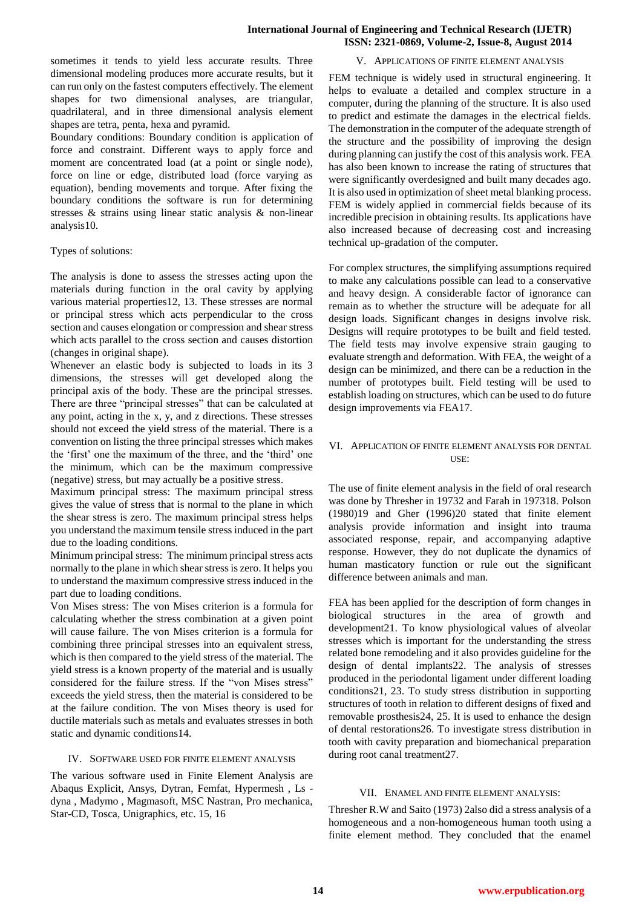sometimes it tends to yield less accurate results. Three dimensional modeling produces more accurate results, but it can run only on the fastest computers effectively. The element shapes for two dimensional analyses, are triangular, quadrilateral, and in three dimensional analysis element shapes are tetra, penta, hexa and pyramid.

Boundary conditions: Boundary condition is application of force and constraint. Different ways to apply force and moment are concentrated load (at a point or single node), force on line or edge, distributed load (force varying as equation), bending movements and torque. After fixing the boundary conditions the software is run for determining stresses & strains using linear static analysis & non-linear analysis[10].

Types of solutions:

The analysis is done to assess the stresses acting upon the materials during function in the oral cavity by applying various material properties[12, 13]. These stresses are normal or principal stress which acts perpendicular to the cross section and causes elongation or compression and shear stress which acts parallel to the cross section and causes distortion (changes in original shape).

Whenever an elastic body is subjected to loads in its 3 dimensions, the stresses will get developed along the principal axis of the body. These are the principal stresses. There are three "principal stresses" that can be calculated at any point, acting in the x, y, and z directions. These stresses should not exceed the yield stress of the material. There is a convention on listing the three principal stresses which makes the 'first' one the maximum of the three, and the 'third' one the minimum, which can be the maximum compressive (negative) stress, but may actually be a positive stress.

Maximum principal stress: The maximum principal stress gives the value of stress that is normal to the plane in which the shear stress is zero. The maximum principal stress helps you understand the maximum tensile stress induced in the part due to the loading conditions.

Minimum principal stress: The minimum principal stress acts normally to the plane in which shear stress is zero. It helps you to understand the maximum compressive stress induced in the part due to loading conditions.

Von Mises stress: The von Mises criterion is a formula for calculating whether the stress combination at a given point will cause failure. The von Mises criterion is a formula for combining three principal stresses into an equivalent stress, which is then compared to the yield stress of the material. The yield stress is a known property of the material and is usually considered for the failure stress. If the "von Mises stress" exceeds the yield stress, then the material is considered to be at the failure condition. The von Mises theory is used for ductile materials such as metals and evaluates stresses in both static and dynamic conditions[14].

## IV. Software used for Finite Element Analysis

The various software used in Finite Element Analysis are Abaqus Explicit, Ansys, Dytran, Femfat, Hypermesh , Ls - dyna , Madymo , Magmasoft, MSC Nastran, Pro mechanica, Star-CD, Tosca, Unigraphics, etc. [15, 16]

## V. Applications of Finite Element Analysis

FEM technique is widely used in structural engineering. It helps to evaluate a detailed and complex structure in a computer, during the planning of the structure. It is also used to predict and estimate the damages in the electrical fields. The demonstration in the computer of the adequate strength of the structure and the possibility of improving the design during planning can justify the cost of this analysis work. FEA has also been known to increase the rating of structures that were significantly overdesigned and built many decades ago. It is also used in optimization of sheet metal blanking process. FEM is widely applied in commercial fields because of its incredible precision in obtaining results. Its applications have also increased because of decreasing cost and increasing technical up-gradation of the computer.

For complex structures, the simplifying assumptions required to make any calculations possible can lead to a conservative and heavy design. A considerable factor of ignorance can remain as to whether the structure will be adequate for all design loads. Significant changes in designs involve risk. Designs will require prototypes to be built and field tested. The field tests may involve expensive strain gauging to evaluate strength and deformation. With FEA, the weight of a design can be minimized, and there can be a reduction in the number of prototypes built. Field testing will be used to establish loading on structures, which can be used to do future design improvements via FEA[17].

## VI. Application of Finite Element Analysis for Dental Use:

The use of finite element analysis in the field of oral research was done by Thresher in 1973[2] and Farah in 1973[18]. Polson (1980)[19] and Gher (1996)[20] stated that finite element analysis provide information and insight into trauma associated response, repair, and accompanying adaptive response. However, they do not duplicate the dynamics of human masticatory function or rule out the significant difference between animals and man.

FEA has been applied for the description of form changes in biological structures in the area of growth and development[21]. To know physiological values of alveolar stresses which is important for the understanding the stress related bone remodeling and it also provides guideline for the design of dental implants[22]. The analysis of stresses produced in the periodontal ligament under different loading conditions[21, 23]. To study stress distribution in supporting structures of tooth in relation to different designs of fixed and removable prosthesis[24, 25]. It is used to enhance the design of dental restorations[26]. To investigate stress distribution in tooth with cavity preparation and biomechanical preparation during root canal treatment[27].

## VII. Enamel and Finite Element Analysis:

Thresher R.W and Saito (1973) [2]also did a stress analysis of a homogeneous and a non-homogeneous human tooth using a finite element method. They concluded that the enamel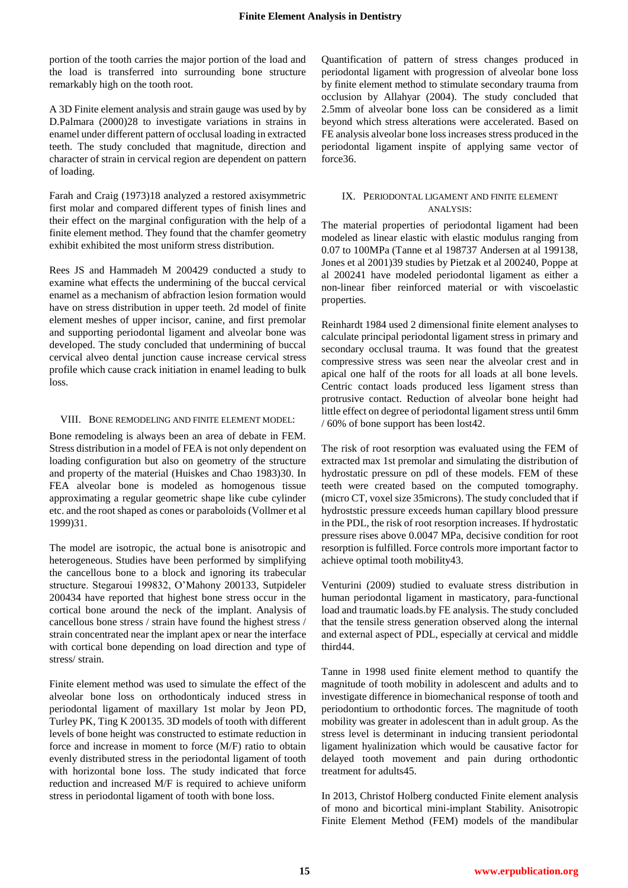portion of the tooth carries the major portion of the load and the load is transferred into surrounding bone structure remarkably high on the tooth root.

A 3D Finite element analysis and strain gauge was used by by D.Palmara (2000)28 to investigate variations in strains in enamel under different pattern of occlusal loading in extracted teeth. The study concluded that magnitude, direction and character of strain in cervical region are dependent on pattern of loading.

Farah and Craig (1973)18 analyzed a restored axisymmetric first molar and compared different types of finish lines and their effect on the marginal configuration with the help of a finite element method. They found that the chamfer geometry exhibit exhibited the most uniform stress distribution.

Rees JS and Hammadeh M 200429 conducted a study to examine what effects the undermining of the buccal cervical enamel as a mechanism of abfraction lesion formation would have on stress distribution in upper teeth. 2d model of finite element meshes of upper incisor, canine, and first premolar and supporting periodontal ligament and alveolar bone was developed. The study concluded that undermining of buccal cervical alveo dental junction cause increase cervical stress profile which cause crack initiation in enamel leading to bulk loss.

## VIII. Bone remodeling and finite element model:

Bone remodeling is always been an area of debate in FEM. Stress distribution in a model of FEA is not only dependent on loading configuration but also on geometry of the structure and property of the material (Huiskes and Chao 1983)30. In FEA alveolar bone is modeled as homogenous tissue approximating a regular geometric shape like cube cylinder etc. and the root shaped as cones or paraboloids (Vollmer et al 1999)31.

The model are isotropic, the actual bone is anisotropic and heterogeneous. Studies have been performed by simplifying the cancellous bone to a block and ignoring its trabecular structure. Stegaroui 199832, O'Mahony 200133, Sutpideler 200434 have reported that highest bone stress occur in the cortical bone around the neck of the implant. Analysis of cancellous bone stress / strain have found the highest stress / strain concentrated near the implant apex or near the interface with cortical bone depending on load direction and type of stress/ strain.

Finite element method was used to simulate the effect of the alveolar bone loss on orthodonticaly induced stress in periodontal ligament of maxillary 1st molar by Jeon PD, Turley PK, Ting K 200135. 3D models of tooth with different levels of bone height was constructed to estimate reduction in force and increase in moment to force (M/F) ratio to obtain evenly distributed stress in the periodontal ligament of tooth with horizontal bone loss. The study indicated that force reduction and increased M/F is required to achieve uniform stress in periodontal ligament of tooth with bone loss.

Quantification of pattern of stress changes produced in periodontal ligament with progression of alveolar bone loss by finite element method to stimulate secondary trauma from occlusion by Allahyar (2004). The study concluded that 2.5mm of alveolar bone loss can be considered as a limit beyond which stress alterations were accelerated. Based on FE analysis alveolar bone loss increases stress produced in the periodontal ligament inspite of applying same vector of force36.

## IX. Periodontal ligament and finite element analysis:

The material properties of periodontal ligament had been modeled as linear elastic with elastic modulus ranging from 0.07 to 100MPa (Tanne et al 198737 Andersen at al 199138, Jones et al 2001)39 studies by Pietzak et al 200240, Poppe at al 200241 have modeled periodontal ligament as either a non-linear fiber reinforced material or with viscoelastic properties.

Reinhardt 1984 used 2 dimensional finite element analyses to calculate principal periodontal ligament stress in primary and secondary occlusal trauma. It was found that the greatest compressive stress was seen near the alveolar crest and in apical one half of the roots for all loads at all bone levels. Centric contact loads produced less ligament stress than protrusive contact. Reduction of alveolar bone height had little effect on degree of periodontal ligament stress until 6mm / 60% of bone support has been lost42.

The risk of root resorption was evaluated using the FEM of extracted max 1st premolar and simulating the distribution of hydrostatic pressure on pdl of these models. FEM of these teeth were created based on the computed tomography. (micro CT, voxel size 35microns). The study concluded that if hydroststic pressure exceeds human capillary blood pressure in the PDL, the risk of root resorption increases. If hydrostatic pressure rises above 0.0047 MPa, decisive condition for root resorption is fulfilled. Force controls more important factor to achieve optimal tooth mobility43.

Venturini (2009) studied to evaluate stress distribution in human periodontal ligament in masticatory, para-functional load and traumatic loads.by FE analysis. The study concluded that the tensile stress generation observed along the internal and external aspect of PDL, especially at cervical and middle third44.

Tanne in 1998 used finite element method to quantify the magnitude of tooth mobility in adolescent and adults and to investigate difference in biomechanical response of tooth and periodontium to orthodontic forces. The magnitude of tooth mobility was greater in adolescent than in adult group. As the stress level is determinant in inducing transient periodontal ligament hyalinization which would be causative factor for delayed tooth movement and pain during orthodontic treatment for adults45.

In 2013, Christof Holberg conducted Finite element analysis of mono and bicortical mini-implant Stability. Anisotropic Finite Element Method (FEM) models of the mandibular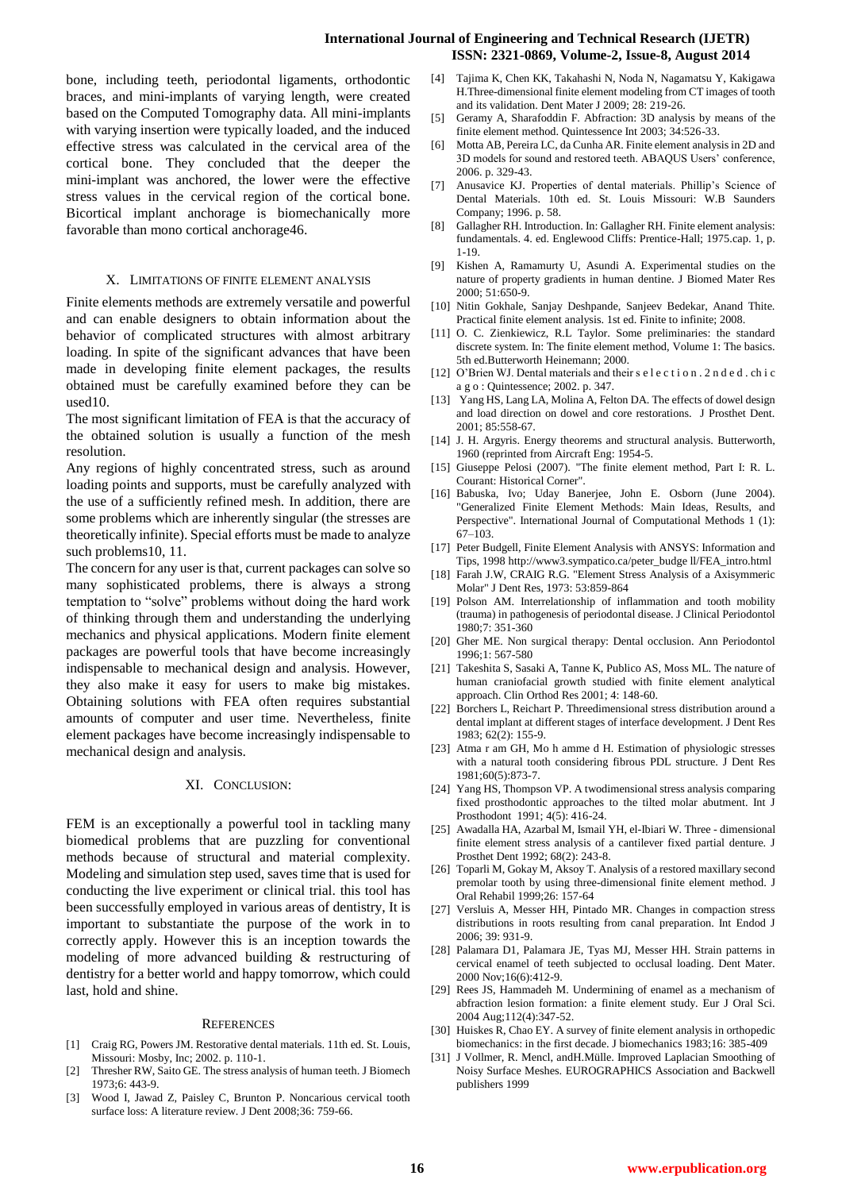bone, including teeth, periodontal ligaments, orthodontic braces, and mini-implants of varying length, were created based on the Computed Tomography data. All mini-implants with varying insertion were typically loaded, and the induced effective stress was calculated in the cervical area of the cortical bone. They concluded that the deeper the mini-implant was anchored, the lower were the effective stress values in the cervical region of the cortical bone. Bicortical implant anchorage is biomechanically more favorable than mono cortical anchorage46.

## X. Limitations of Finite Element Analysis

Finite elements methods are extremely versatile and powerful and can enable designers to obtain information about the behavior of complicated structures with almost arbitrary loading. In spite of the significant advances that have been made in developing finite element packages, the results obtained must be carefully examined before they can be used10.

The most significant limitation of FEA is that the accuracy of the obtained solution is usually a function of the mesh resolution.

Any regions of highly concentrated stress, such as around loading points and supports, must be carefully analyzed with the use of a sufficiently refined mesh. In addition, there are some problems which are inherently singular (the stresses are theoretically infinite). Special efforts must be made to analyze such problems10, 11.

The concern for any user is that, current packages can solve so many sophisticated problems, there is always a strong temptation to "solve" problems without doing the hard work of thinking through them and understanding the underlying mechanics and physical applications. Modern finite element packages are powerful tools that have become increasingly indispensable to mechanical design and analysis. However, they also make it easy for users to make big mistakes. Obtaining solutions with FEA often requires substantial amounts of computer and user time. Nevertheless, finite element packages have become increasingly indispensable to mechanical design and analysis.

## XI. Conclusion:

FEM is an exceptionally a powerful tool in tackling many biomedical problems that are puzzling for conventional methods because of structural and material complexity. Modeling and simulation step used, saves time that is used for conducting the live experiment or clinical trial. this tool has been successfully employed in various areas of dentistry, It is important to substantiate the purpose of the work in to correctly apply. However this is an inception towards the modeling of more advanced building & restructuring of dentistry for a better world and happy tomorrow, which could last, hold and shine.

## References

[1] Craig RG, Powers JM. Restorative dental materials. 11th ed. St. Louis, Missouri: Mosby, Inc; 2002. p. 110-1.

[2] Thresher RW, Saito GE. The stress analysis of human teeth. J Biomech 1973;6: 443-9.

[3] Wood I, Jawad Z, Paisley C, Brunton P. Noncarious cervical tooth surface loss: A literature review. J Dent 2008;36: 759-66.

[4] Tajima K, Chen KK, Takahashi N, Noda N, Nagamatsu Y, Kakigawa H.Three-dimensional finite element modeling from CT images of tooth and its validation. Dent Mater J 2009; 28: 219-26.

[5] Geramy A, Sharafoddin F. Abfraction: 3D analysis by means of the finite element method. Quintessence Int 2003; 34:526-33.

[6] Motta AB, Pereira LC, da Cunha AR. Finite element analysis in 2D and 3D models for sound and restored teeth. ABAQUS Users' conference, 2006. p. 329-43.

[7] Anusavice KJ. Properties of dental materials. Phillip's Science of Dental Materials. 10th ed. St. Louis Missouri: W.B Saunders Company; 1996. p. 58.

[8] Gallagher RH. Introduction. In: Gallagher RH. Finite element analysis: fundamentals. 4. ed. Englewood Cliffs: Prentice-Hall; 1975.cap. 1, p. 1-19.

[9] Kishen A, Ramamurty U, Asundi A. Experimental studies on the nature of property gradients in human dentine. J Biomed Mater Res 2000; 51:650-9.

[10] Nitin Gokhale, Sanjay Deshpande, Sanjeev Bedekar, Anand Thite. Practical finite element analysis. 1st ed. Finite to infinite; 2008.

[11] O. C. Zienkiewicz, R.L Taylor. Some preliminaries: the standard discrete system. In: The finite element method, Volume 1: The basics. 5th ed.Butterworth Heinemann; 2000.

[12] O'Brien WJ. Dental materials and their s e l e c t i o n . 2 n d e d . ch i c a g o : Quintessence; 2002. p. 347.

[13] Yang HS, Lang LA, Molina A, Felton DA. The effects of dowel design and load direction on dowel and core restorations. J Prosthet Dent. 2001; 85:558-67.

[14] J. H. Argyris. Energy theorems and structural analysis. Butterworth, 1960 (reprinted from Aircraft Eng: 1954-5.

[15] Giuseppe Pelosi (2007). "The finite element method, Part I: R. L. Courant: Historical Corner".

[16] Babuska, Ivo; Uday Banerjee, John E. Osborn (June 2004). "Generalized Finite Element Methods: Main Ideas, Results, and Perspective". International Journal of Computational Methods 1 (1): 67–103.

[17] Peter Budgell, Finite Element Analysis with ANSYS: Information and Tips, 1998 http://www3.sympatico.ca/peter_budge ll/FEA_intro.html

[18] Farah J.W, CRAIG R.G. "Element Stress Analysis of a Axisymmeric Molar" J Dent Res, 1973: 53:859-864

[19] Polson AM. Interrelationship of inflammation and tooth mobility (trauma) in pathogenesis of periodontal disease. J Clinical Periodontol 1980;7: 351-360

[20] Gher ME. Non surgical therapy: Dental occlusion. Ann Periodontol 1996;1: 567-580

[21] Takeshita S, Sasaki A, Tanne K, Publico AS, Moss ML. The nature of human craniofacial growth studied with finite element analytical approach. Clin Orthod Res 2001; 4: 148-60.

[22] Borchers L, Reichart P. Threedimensional stress distribution around a dental implant at different stages of interface development. J Dent Res 1983; 62(2): 155-9.

[23] Atma r am GH, Mo h amme d H. Estimation of physiologic stresses with a natural tooth considering fibrous PDL structure. J Dent Res 1981;60(5):873-7.

[24] Yang HS, Thompson VP. A twodimensional stress analysis comparing fixed prosthodontic approaches to the tilted molar abutment. Int J Prosthodont 1991; 4(5): 416-24.

[25] Awadalla HA, Azarbal M, Ismail YH, el-Ibiari W. Three - dimensional finite element stress analysis of a cantilever fixed partial denture. J Prosthet Dent 1992; 68(2): 243-8.

[26] Toparli M, Gokay M, Aksoy T. Analysis of a restored maxillary second premolar tooth by using three-dimensional finite element method. J Oral Rehabil 1999;26: 157-64

[27] Versluis A, Messer HH, Pintado MR. Changes in compaction stress distributions in roots resulting from canal preparation. Int Endod J 2006; 39: 931-9.

[28] Palamara D1, Palamara JE, Tyas MJ, Messer HH. Strain patterns in cervical enamel of teeth subjected to occlusal loading. Dent Mater. 2000 Nov;16(6):412-9.

[29] Rees JS, Hammadeh M. Undermining of enamel as a mechanism of abfraction lesion formation: a finite element study. Eur J Oral Sci. 2004 Aug;112(4):347-52.

[30] Huiskes R, Chao EY. A survey of finite element analysis in orthopedic biomechanics: in the first decade. J biomechanics 1983;16: 385-409

[31] J Vollmer, R. Mencl, andH.Mülle. Improved Laplacian Smoothing of Noisy Surface Meshes. EUROGRAPHICS Association and Backwell publishers 1999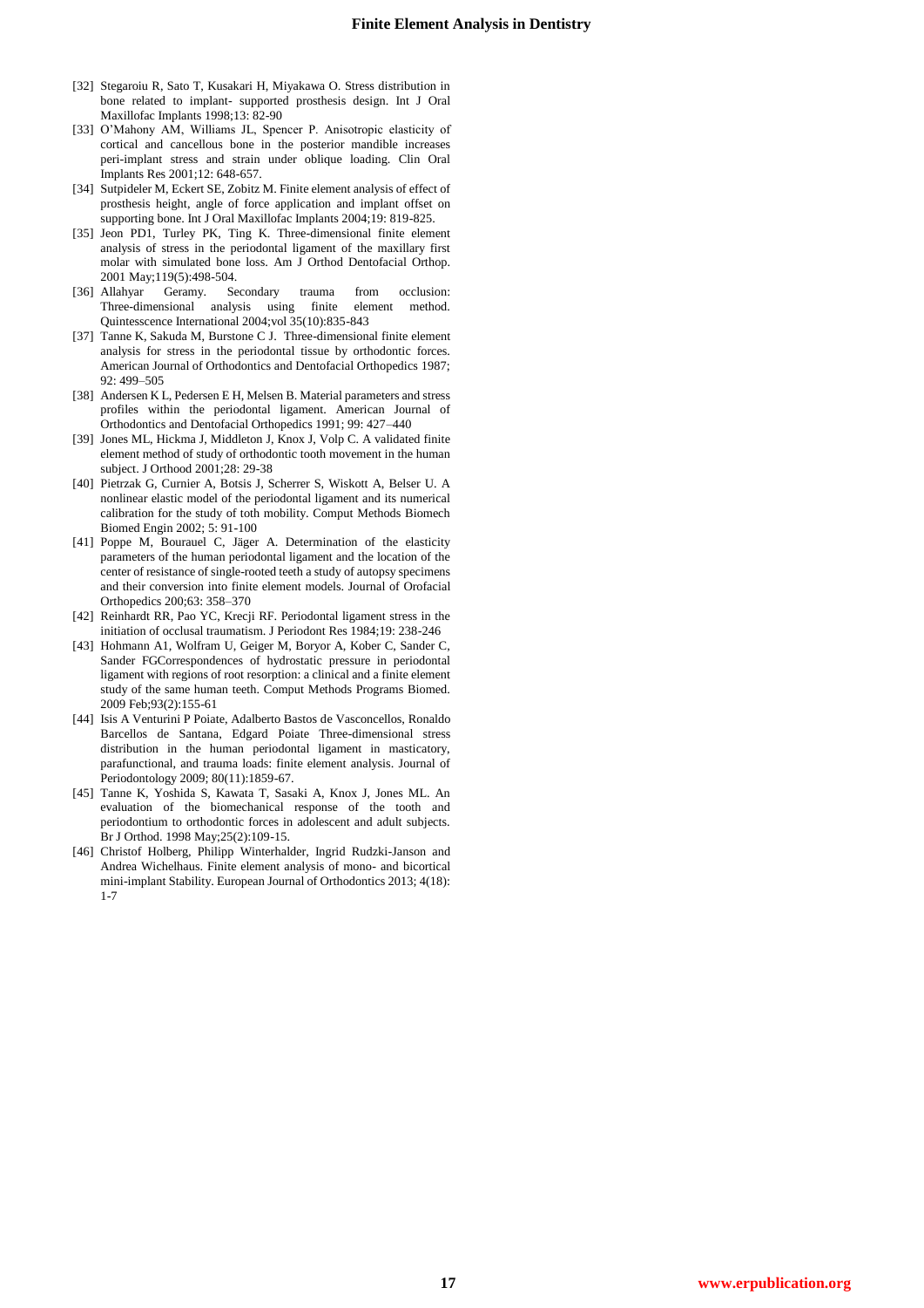[32] Stegaroiu R, Sato T, Kusakari H, Miyakawa O. Stress distribution in bone related to implant- supported prosthesis design. Int J Oral Maxillofac Implants 1998;13: 82-90

[33] O'Mahony AM, Williams JL, Spencer P. Anisotropic elasticity of cortical and cancellous bone in the posterior mandible increases peri-implant stress and strain under oblique loading. Clin Oral Implants Res 2001;12: 648-657.

[34] Sutpideler M, Eckert SE, Zobitz M. Finite element analysis of effect of prosthesis height, angle of force application and implant offset on supporting bone. Int J Oral Maxillofac Implants 2004;19: 819-825.

[35] Jeon PD1, Turley PK, Ting K. Three-dimensional finite element analysis of stress in the periodontal ligament of the maxillary first molar with simulated bone loss. Am J Orthod Dentofacial Orthop. 2001 May;119(5):498-504.

[36] Allahyar Geramy. Secondary trauma from occlusion: Three-dimensional analysis using finite element method. Quintesscence International 2004;vol 35(10):835-843

[37] Tanne K, Sakuda M, Burstone C J. Three-dimensional finite element analysis for stress in the periodontal tissue by orthodontic forces. American Journal of Orthodontics and Dentofacial Orthopedics 1987; 92: 499–505

[38] Andersen K L, Pedersen E H, Melsen B. Material parameters and stress profiles within the periodontal ligament. American Journal of Orthodontics and Dentofacial Orthopedics 1991; 99: 427–440

[39] Jones ML, Hickma J, Middleton J, Knox J, Volp C. A validated finite element method of study of orthodontic tooth movement in the human subject. J Orthood 2001;28: 29-38

[40] Pietrzak G, Curnier A, Botsis J, Scherrer S, Wiskott A, Belser U. A nonlinear elastic model of the periodontal ligament and its numerical calibration for the study of toth mobility. Comput Methods Biomech Biomed Engin 2002; 5: 91-100

[41] Poppe M, Bourauel C, Jäger A. Determination of the elasticity parameters of the human periodontal ligament and the location of the center of resistance of single-rooted teeth a study of autopsy specimens and their conversion into finite element models. Journal of Orofacial Orthopedics 200;63: 358–370

[42] Reinhardt RR, Pao YC, Krecji RF. Periodontal ligament stress in the initiation of occlusal traumatism. J Periodont Res 1984;19: 238-246

[43] Hohmann A1, Wolfram U, Geiger M, Boryor A, Kober C, Sander C, Sander FGCorrespondences of hydrostatic pressure in periodontal ligament with regions of root resorption: a clinical and a finite element study of the same human teeth. Comput Methods Programs Biomed. 2009 Feb;93(2):155-61

[44] Isis A Venturini P Poiate, Adalberto Bastos de Vasconcellos, Ronaldo Barcellos de Santana, Edgard Poiate Three-dimensional stress distribution in the human periodontal ligament in masticatory, parafunctional, and trauma loads: finite element analysis. Journal of Periodontology 2009; 80(11):1859-67.

[45] Tanne K, Yoshida S, Kawata T, Sasaki A, Knox J, Jones ML. An evaluation of the biomechanical response of the tooth and periodontium to orthodontic forces in adolescent and adult subjects. Br J Orthod. 1998 May;25(2):109-15.

[46] Christof Holberg, Philipp Winterhalder, Ingrid Rudzki-Janson and Andrea Wichelhaus. Finite element analysis of mono- and bicortical mini-implant Stability. European Journal of Orthodontics 2013; 4(18): 1-7